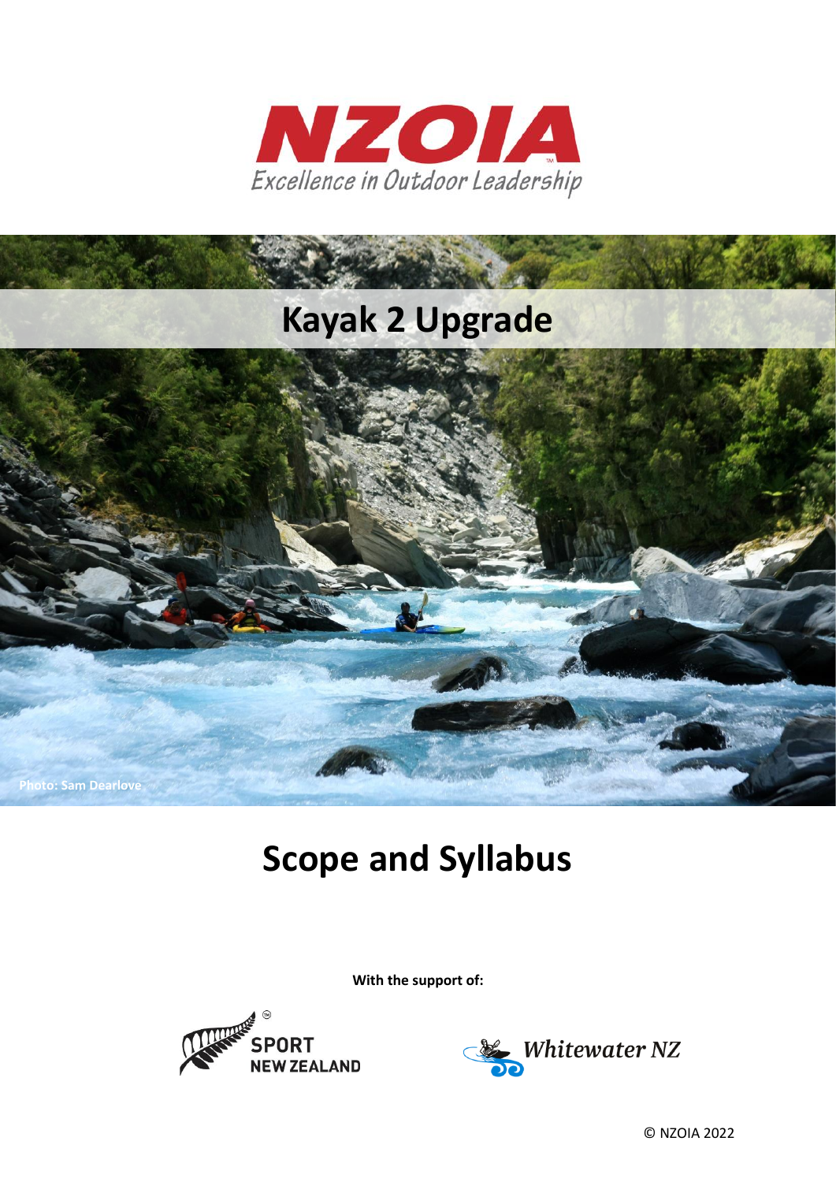NZOIA

Excellence in Outdoor Leadership

# Kayak 2 Upgrade

Photo: Sam Dearlove

# Scope and Syllabus

**With the support of:**

SPORT NEW ZEALAND

Whitewater NZ

© NZOIA 2022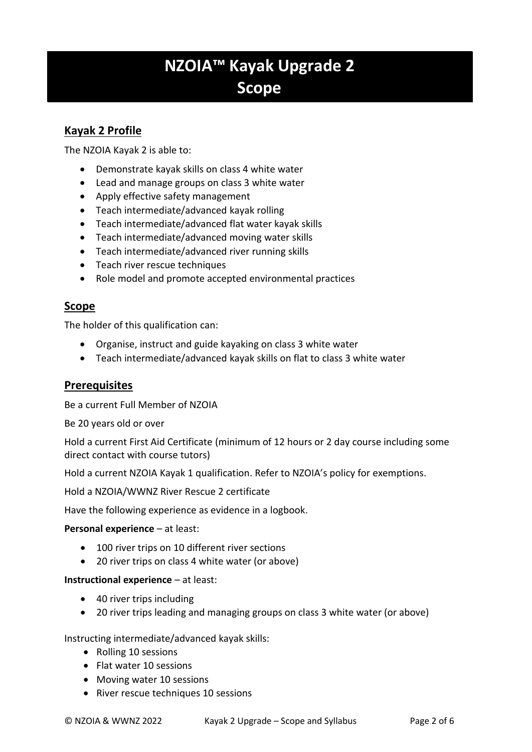# NZOIA™ Kayak Upgrade 2 Scope

## Kayak 2 Profile

The NZOIA Kayak 2 is able to:

- Demonstrate kayak skills on class 4 white water
- Lead and manage groups on class 3 white water
- Apply effective safety management
- Teach intermediate/advanced kayak rolling
- Teach intermediate/advanced flat water kayak skills
- Teach intermediate/advanced moving water skills
- Teach intermediate/advanced river running skills
- Teach river rescue techniques
- Role model and promote accepted environmental practices

## Scope

The holder of this qualification can:

- Organise, instruct and guide kayaking on class 3 white water
- Teach intermediate/advanced kayak skills on flat to class 3 white water

## Prerequisites

Be a current Full Member of NZOIA

Be 20 years old or over

Hold a current First Aid Certificate (minimum of 12 hours or 2 day course including some direct contact with course tutors)

Hold a current NZOIA Kayak 1 qualification. Refer to NZOIA's policy for exemptions.

Hold a NZOIA/WWNZ River Rescue 2 certificate

Have the following experience as evidence in a logbook.

**Personal experience** – at least:

- 100 river trips on 10 different river sections
- 20 river trips on class 4 white water (or above)

**Instructional experience** – at least:

- 40 river trips including
- 20 river trips leading and managing groups on class 3 white water (or above)

Instructing intermediate/advanced kayak skills:

- Rolling 10 sessions
- Flat water 10 sessions
- Moving water 10 sessions
- River rescue techniques 10 sessions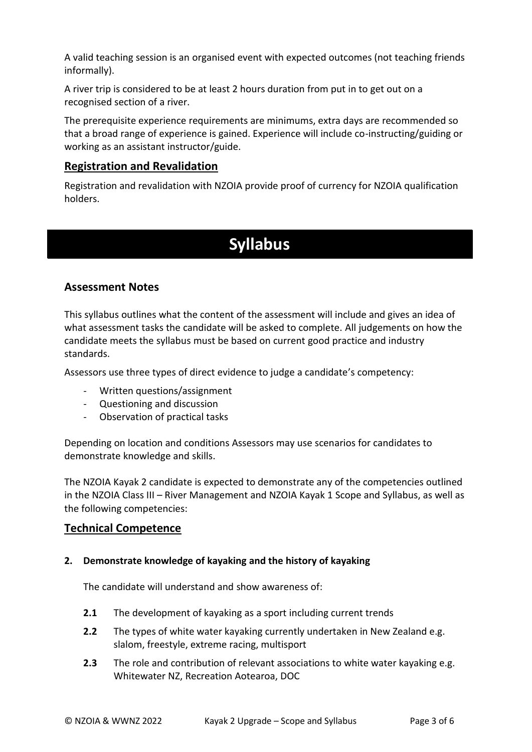A valid teaching session is an organised event with expected outcomes (not teaching friends informally).

A river trip is considered to be at least 2 hours duration from put in to get out on a recognised section of a river.

The prerequisite experience requirements are minimums, extra days are recommended so that a broad range of experience is gained. Experience will include co-instructing/guiding or working as an assistant instructor/guide.

## Registration and Revalidation

Registration and revalidation with NZOIA provide proof of currency for NZOIA qualification holders.

# Syllabus

### Assessment Notes

This syllabus outlines what the content of the assessment will include and gives an idea of what assessment tasks the candidate will be asked to complete. All judgements on how the candidate meets the syllabus must be based on current good practice and industry standards.

Assessors use three types of direct evidence to judge a candidate's competency:

- Written questions/assignment
- Questioning and discussion
- Observation of practical tasks

Depending on location and conditions Assessors may use scenarios for candidates to demonstrate knowledge and skills.

The NZOIA Kayak 2 candidate is expected to demonstrate any of the competencies outlined in the NZOIA Class III – River Management and NZOIA Kayak 1 Scope and Syllabus, as well as the following competencies:

## Technical Competence

**2. Demonstrate knowledge of kayaking and the history of kayaking**

The candidate will understand and show awareness of:

- **2.1** The development of kayaking as a sport including current trends
- **2.2** The types of white water kayaking currently undertaken in New Zealand e.g. slalom, freestyle, extreme racing, multisport
- **2.3** The role and contribution of relevant associations to white water kayaking e.g. Whitewater NZ, Recreation Aotearoa, DOC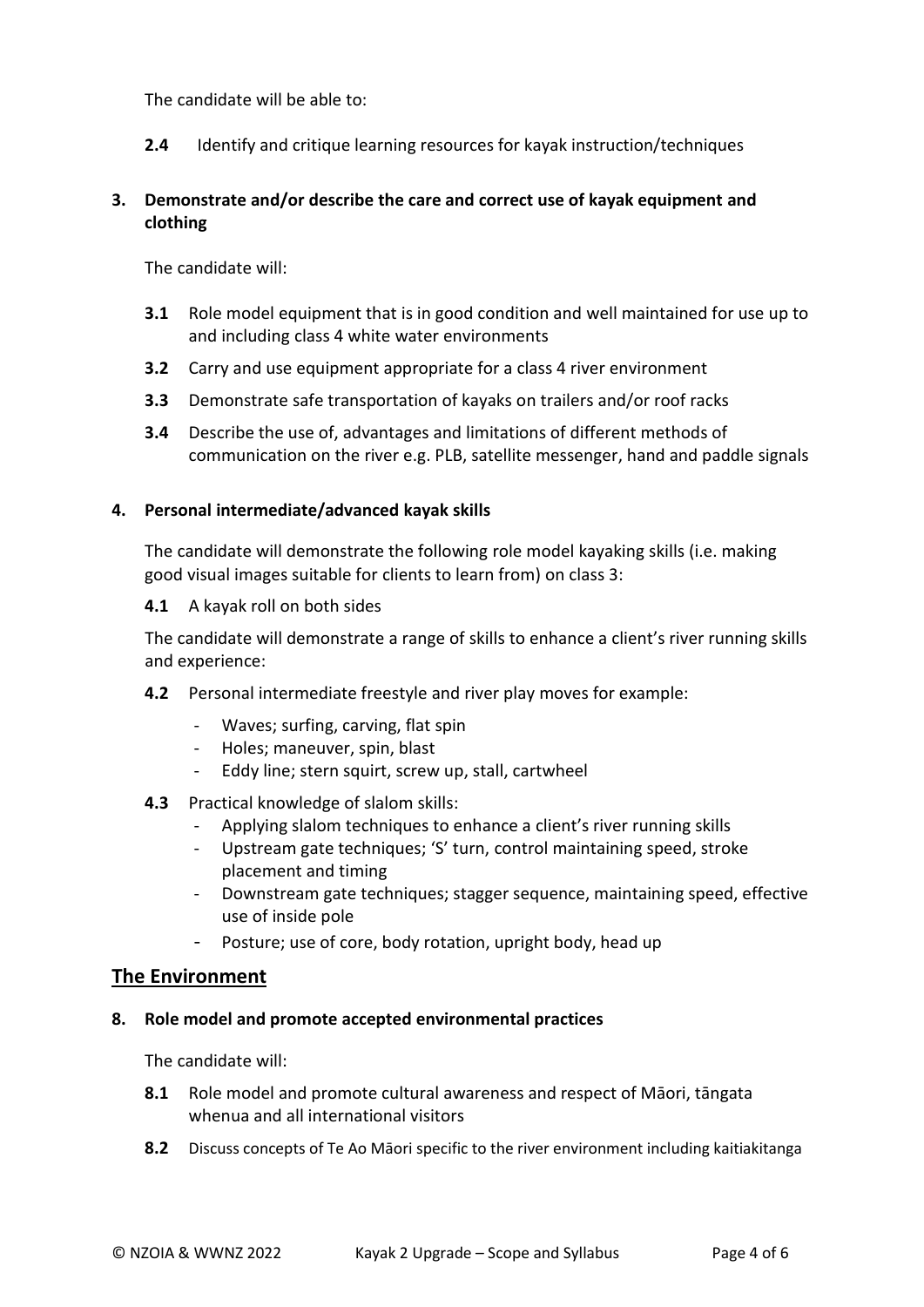The candidate will be able to:

**2.4** Identify and critique learning resources for kayak instruction/techniques

### 3. Demonstrate and/or describe the care and correct use of kayak equipment and clothing

The candidate will:

**3.1** Role model equipment that is in good condition and well maintained for use up to and including class 4 white water environments

**3.2** Carry and use equipment appropriate for a class 4 river environment

**3.3** Demonstrate safe transportation of kayaks on trailers and/or roof racks

**3.4** Describe the use of, advantages and limitations of different methods of communication on the river e.g. PLB, satellite messenger, hand and paddle signals

### 4. Personal intermediate/advanced kayak skills

The candidate will demonstrate the following role model kayaking skills (i.e. making good visual images suitable for clients to learn from) on class 3:

**4.1** A kayak roll on both sides

The candidate will demonstrate a range of skills to enhance a client's river running skills and experience:

**4.2** Personal intermediate freestyle and river play moves for example:

- Waves; surfing, carving, flat spin
- Holes; maneuver, spin, blast
- Eddy line; stern squirt, screw up, stall, cartwheel

**4.3** Practical knowledge of slalom skills:

- Applying slalom techniques to enhance a client's river running skills
- Upstream gate techniques; 'S' turn, control maintaining speed, stroke placement and timing
- Downstream gate techniques; stagger sequence, maintaining speed, effective use of inside pole
- Posture; use of core, body rotation, upright body, head up

## The Environment

### 8. Role model and promote accepted environmental practices

The candidate will:

**8.1** Role model and promote cultural awareness and respect of Māori, tāngata whenua and all international visitors

**8.2** Discuss concepts of Te Ao Māori specific to the river environment including kaitiakitanga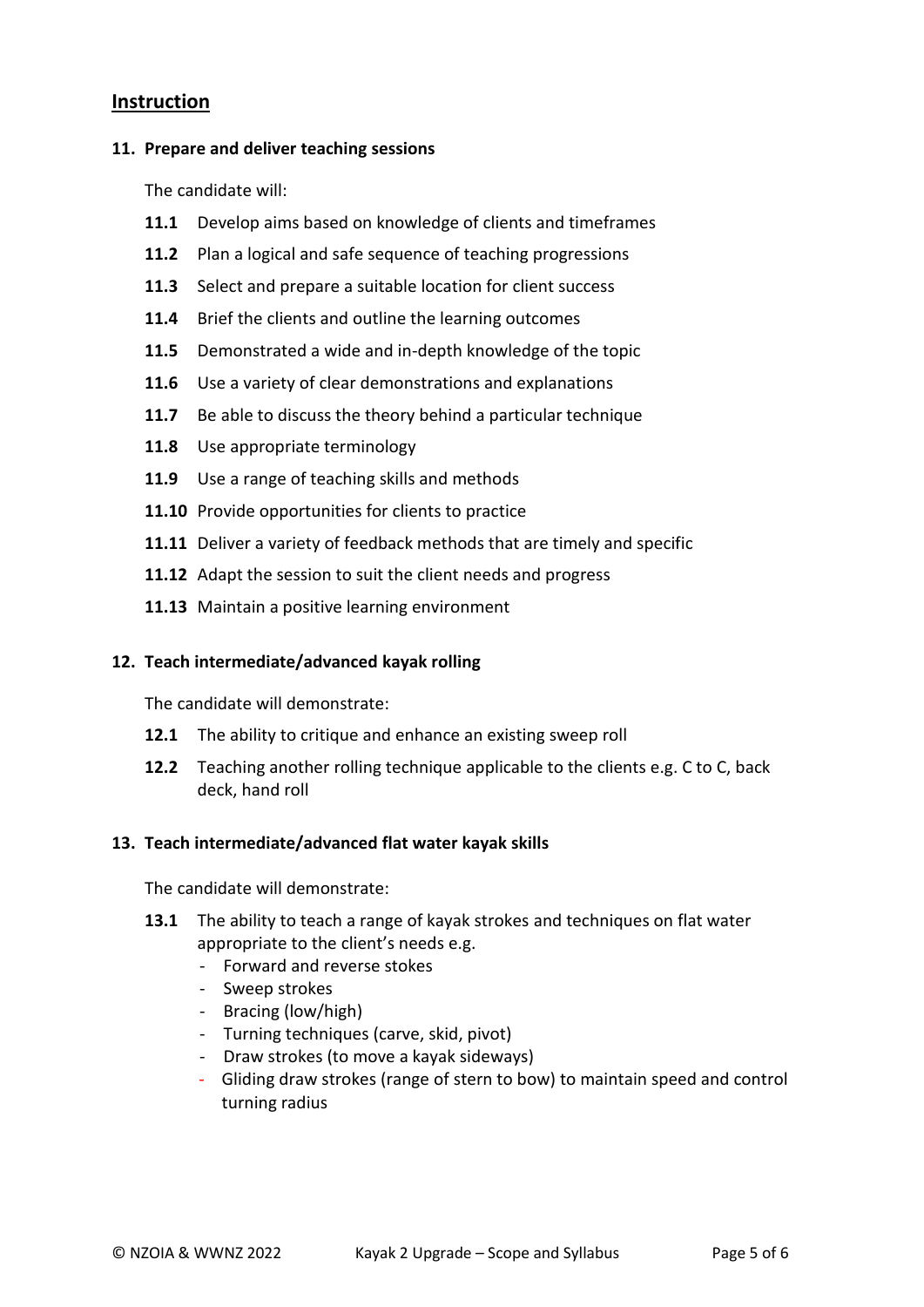## Instruction

### 11. Prepare and deliver teaching sessions

The candidate will:

- **11.1** Develop aims based on knowledge of clients and timeframes
- **11.2** Plan a logical and safe sequence of teaching progressions
- **11.3** Select and prepare a suitable location for client success
- **11.4** Brief the clients and outline the learning outcomes
- **11.5** Demonstrated a wide and in-depth knowledge of the topic
- **11.6** Use a variety of clear demonstrations and explanations
- **11.7** Be able to discuss the theory behind a particular technique
- **11.8** Use appropriate terminology
- **11.9** Use a range of teaching skills and methods
- **11.10** Provide opportunities for clients to practice
- **11.11** Deliver a variety of feedback methods that are timely and specific
- **11.12** Adapt the session to suit the client needs and progress
- **11.13** Maintain a positive learning environment

### 12. Teach intermediate/advanced kayak rolling

The candidate will demonstrate:

- **12.1** The ability to critique and enhance an existing sweep roll
- **12.2** Teaching another rolling technique applicable to the clients e.g. C to C, back deck, hand roll

### 13. Teach intermediate/advanced flat water kayak skills

The candidate will demonstrate:

- **13.1** The ability to teach a range of kayak strokes and techniques on flat water appropriate to the client's needs e.g.
  - Forward and reverse stokes
  - Sweep strokes
  - Bracing (low/high)
  - Turning techniques (carve, skid, pivot)
  - Draw strokes (to move a kayak sideways)
  - Gliding draw strokes (range of stern to bow) to maintain speed and control turning radius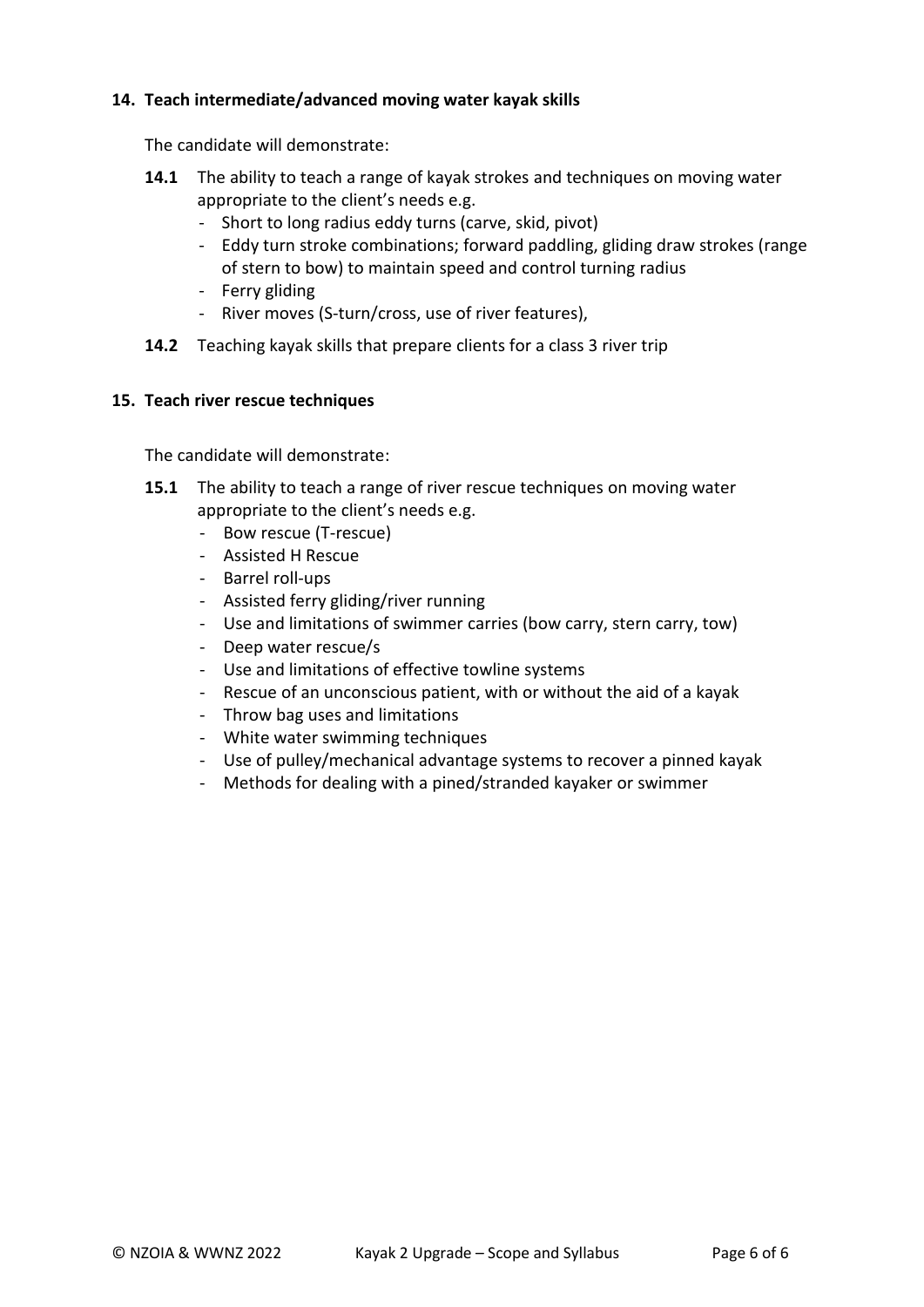**14. Teach intermediate/advanced moving water kayak skills**

The candidate will demonstrate:

**14.1** The ability to teach a range of kayak strokes and techniques on moving water appropriate to the client's needs e.g.

- Short to long radius eddy turns (carve, skid, pivot)
- Eddy turn stroke combinations; forward paddling, gliding draw strokes (range of stern to bow) to maintain speed and control turning radius
- Ferry gliding
- River moves (S-turn/cross, use of river features),

**14.2** Teaching kayak skills that prepare clients for a class 3 river trip

**15. Teach river rescue techniques**

The candidate will demonstrate:

**15.1** The ability to teach a range of river rescue techniques on moving water appropriate to the client's needs e.g.

- Bow rescue (T-rescue)
- Assisted H Rescue
- Barrel roll-ups
- Assisted ferry gliding/river running
- Use and limitations of swimmer carries (bow carry, stern carry, tow)
- Deep water rescue/s
- Use and limitations of effective towline systems
- Rescue of an unconscious patient, with or without the aid of a kayak
- Throw bag uses and limitations
- White water swimming techniques
- Use of pulley/mechanical advantage systems to recover a pinned kayak
- Methods for dealing with a pined/stranded kayaker or swimmer